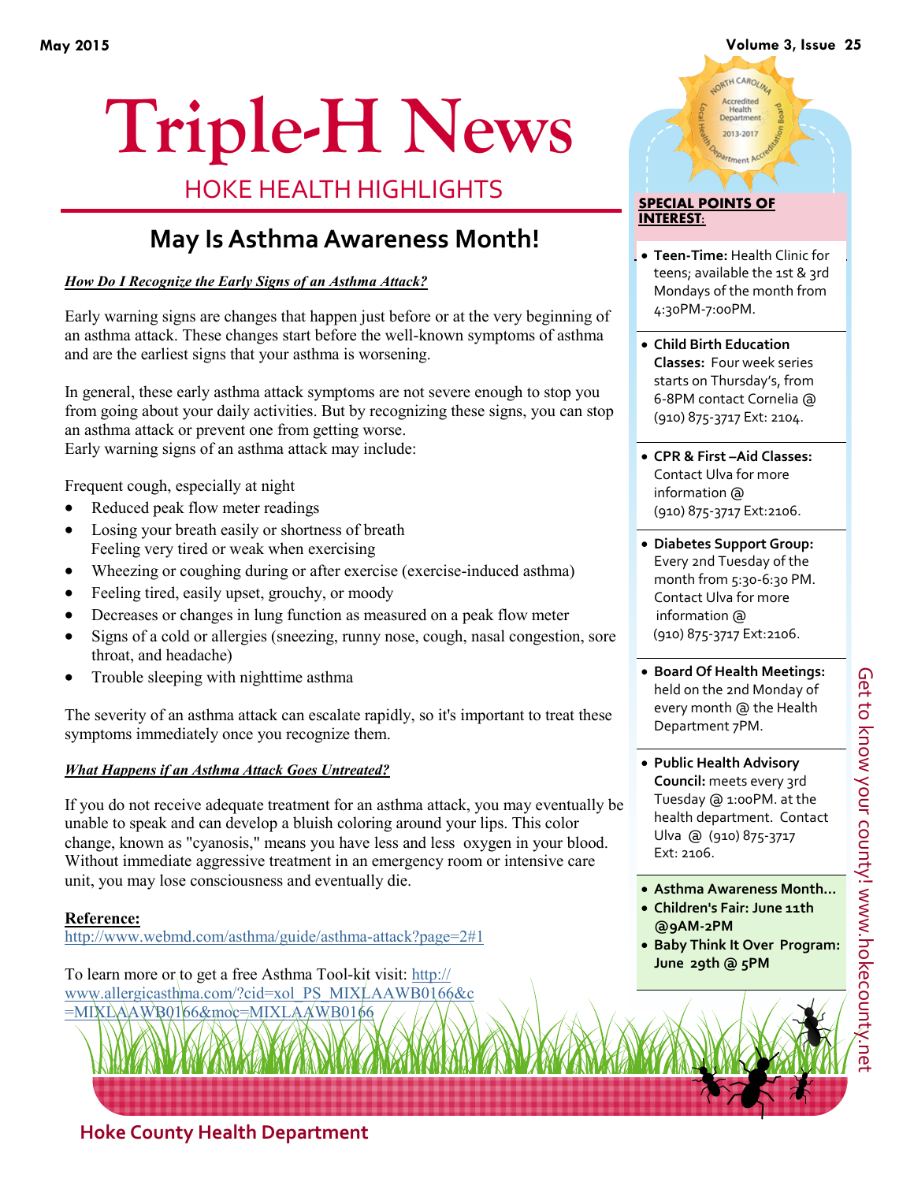# Triple-H News

## HOKE HEALTH HIGHLIGHTS

## May Is Asthma Awareness Month!

***How Do I Recognize the Early Signs of an Asthma Attack?***

Early warning signs are changes that happen just before or at the very beginning of an asthma attack. These changes start before the well-known symptoms of asthma and are the earliest signs that your asthma is worsening.

In general, these early asthma attack symptoms are not severe enough to stop you from going about your daily activities. But by recognizing these signs, you can stop an asthma attack or prevent one from getting worse.
Early warning signs of an asthma attack may include:

Frequent cough, especially at night

- Reduced peak flow meter readings
- Losing your breath easily or shortness of breath
  Feeling very tired or weak when exercising
- Wheezing or coughing during or after exercise (exercise-induced asthma)
- Feeling tired, easily upset, grouchy, or moody
- Decreases or changes in lung function as measured on a peak flow meter
- Signs of a cold or allergies (sneezing, runny nose, cough, nasal congestion, sore throat, and headache)
- Trouble sleeping with nighttime asthma

The severity of an asthma attack can escalate rapidly, so it's important to treat these symptoms immediately once you recognize them.

***What Happens if an Asthma Attack Goes Untreated?***

If you do not receive adequate treatment for an asthma attack, you may eventually be unable to speak and can develop a bluish coloring around your lips. This color change, known as "cyanosis," means you have less and less oxygen in your blood. Without immediate aggressive treatment in an emergency room or intensive care unit, you may lose consciousness and eventually die.

**Reference:**
http://www.webmd.com/asthma/guide/asthma-attack?page=2#1

To learn more or to get a free Asthma Tool-kit visit: http://www.allergicasthma.com/?cid=xol_PS_MIXLAAWB0166&c=MIXLAAWB0166&moc=MIXLAAWB0166

**SPECIAL POINTS OF INTEREST:**

- **Teen-Time:** Health Clinic for teens; available the 1st & 3rd Mondays of the month from 4:30PM-7:00PM.
- **Child Birth Education Classes:** Four week series starts on Thursday's, from 6-8PM contact Cornelia @ (910) 875-3717 Ext: 2104.
- **CPR & First –Aid Classes:** Contact Ulva for more information @ (910) 875-3717 Ext:2106.
- **Diabetes Support Group:** Every 2nd Tuesday of the month from 5:30-6:30 PM. Contact Ulva for more information @ (910) 875-3717 Ext:2106.
- **Board Of Health Meetings:** held on the 2nd Monday of every month @ the Health Department 7PM.
- **Public Health Advisory Council:** meets every 3rd Tuesday @ 1:00PM. at the health department. Contact Ulva @ (910) 875-3717 Ext: 2106.

- **Asthma Awareness Month…**
- **Children's Fair: June 11th @9AM-2PM**
- **Baby Think It Over Program: June 29th @ 5PM**

Get to know your county! www.hokecounty.net

Hoke County Health Department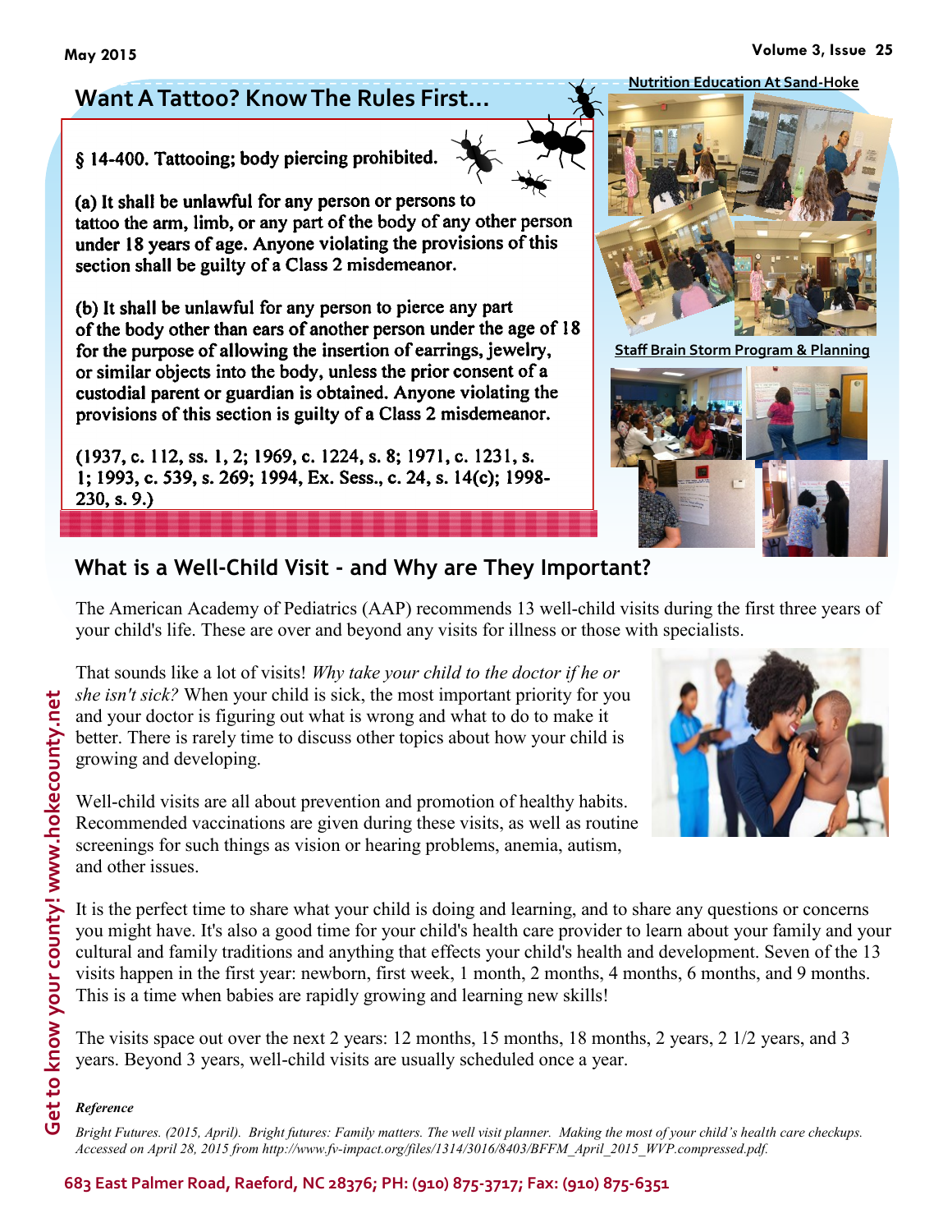## Want A Tattoo? Know The Rules First...

**§ 14-400. Tattooing; body piercing prohibited.**

**(a) It shall be unlawful for any person or persons to tattoo the arm, limb, or any part of the body of any other person under 18 years of age. Anyone violating the provisions of this section shall be guilty of a Class 2 misdemeanor.**

**(b) It shall be unlawful for any person to pierce any part of the body other than ears of another person under the age of 18 for the purpose of allowing the insertion of earrings, jewelry, or similar objects into the body, unless the prior consent of a custodial parent or guardian is obtained. Anyone violating the provisions of this section is guilty of a Class 2 misdemeanor.**

**(1937, c. 112, ss. 1, 2; 1969, c. 1224, s. 8; 1971, c. 1231, s. 1; 1993, c. 539, s. 269; 1994, Ex. Sess., c. 24, s. 14(c); 1998-230, s. 9.)**

**Nutrition Education At Sand-Hoke**

**Staff Brain Storm Program & Planning**

## What is a Well-Child Visit - and Why are They Important?

The American Academy of Pediatrics (AAP) recommends 13 well-child visits during the first three years of your child's life. These are over and beyond any visits for illness or those with specialists.

That sounds like a lot of visits! *Why take your child to the doctor if he or she isn't sick?* When your child is sick, the most important priority for you and your doctor is figuring out what is wrong and what to do to make it better. There is rarely time to discuss other topics about how your child is growing and developing.

Well-child visits are all about prevention and promotion of healthy habits. Recommended vaccinations are given during these visits, as well as routine screenings for such things as vision or hearing problems, anemia, autism, and other issues.

It is the perfect time to share what your child is doing and learning, and to share any questions or concerns you might have. It's also a good time for your child's health care provider to learn about your family and your cultural and family traditions and anything that effects your child's health and development. Seven of the 13 visits happen in the first year: newborn, first week, 1 month, 2 months, 4 months, 6 months, and 9 months. This is a time when babies are rapidly growing and learning new skills!

The visits space out over the next 2 years: 12 months, 15 months, 18 months, 2 years, 2 1/2 years, and 3 years. Beyond 3 years, well-child visits are usually scheduled once a year.

***Reference***

*Bright Futures. (2015, April). Bright futures: Family matters. The well visit planner. Making the most of your child's health care checkups. Accessed on April 28, 2015 from http://www.fv-impact.org/files/1314/3016/8403/BFFM_April_2015_WVP.compressed.pdf.*

**Get to know your county! www.hokecounty.net**

**683 East Palmer Road, Raeford, NC 28376; PH: (910) 875-3717; Fax: (910) 875-6351**